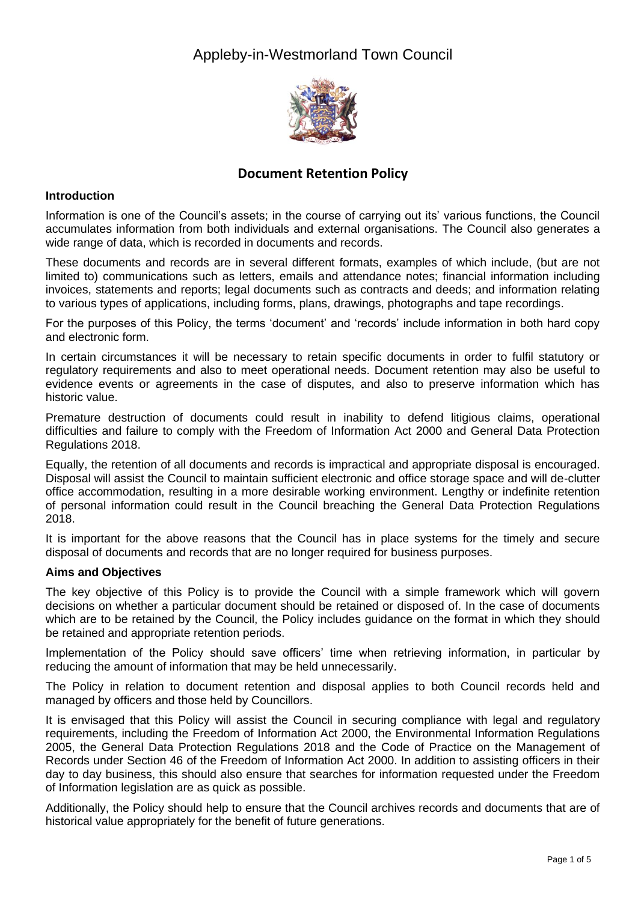# Appleby-in-Westmorland Town Council

## Document Retention Policy

### Introduction

Information is one of the Council's assets; in the course of carrying out its' various functions, the Council accumulates information from both individuals and external organisations. The Council also generates a wide range of data, which is recorded in documents and records.

These documents and records are in several different formats, examples of which include, (but are not limited to) communications such as letters, emails and attendance notes; financial information including invoices, statements and reports; legal documents such as contracts and deeds; and information relating to various types of applications, including forms, plans, drawings, photographs and tape recordings.

For the purposes of this Policy, the terms 'document' and 'records' include information in both hard copy and electronic form.

In certain circumstances it will be necessary to retain specific documents in order to fulfil statutory or regulatory requirements and also to meet operational needs. Document retention may also be useful to evidence events or agreements in the case of disputes, and also to preserve information which has historic value.

Premature destruction of documents could result in inability to defend litigious claims, operational difficulties and failure to comply with the Freedom of Information Act 2000 and General Data Protection Regulations 2018.

Equally, the retention of all documents and records is impractical and appropriate disposal is encouraged. Disposal will assist the Council to maintain sufficient electronic and office storage space and will de-clutter office accommodation, resulting in a more desirable working environment. Lengthy or indefinite retention of personal information could result in the Council breaching the General Data Protection Regulations 2018.

It is important for the above reasons that the Council has in place systems for the timely and secure disposal of documents and records that are no longer required for business purposes.

### Aims and Objectives

The key objective of this Policy is to provide the Council with a simple framework which will govern decisions on whether a particular document should be retained or disposed of. In the case of documents which are to be retained by the Council, the Policy includes guidance on the format in which they should be retained and appropriate retention periods.

Implementation of the Policy should save officers' time when retrieving information, in particular by reducing the amount of information that may be held unnecessarily.

The Policy in relation to document retention and disposal applies to both Council records held and managed by officers and those held by Councillors.

It is envisaged that this Policy will assist the Council in securing compliance with legal and regulatory requirements, including the Freedom of Information Act 2000, the Environmental Information Regulations 2005, the General Data Protection Regulations 2018 and the Code of Practice on the Management of Records under Section 46 of the Freedom of Information Act 2000. In addition to assisting officers in their day to day business, this should also ensure that searches for information requested under the Freedom of Information legislation are as quick as possible.

Additionally, the Policy should help to ensure that the Council archives records and documents that are of historical value appropriately for the benefit of future generations.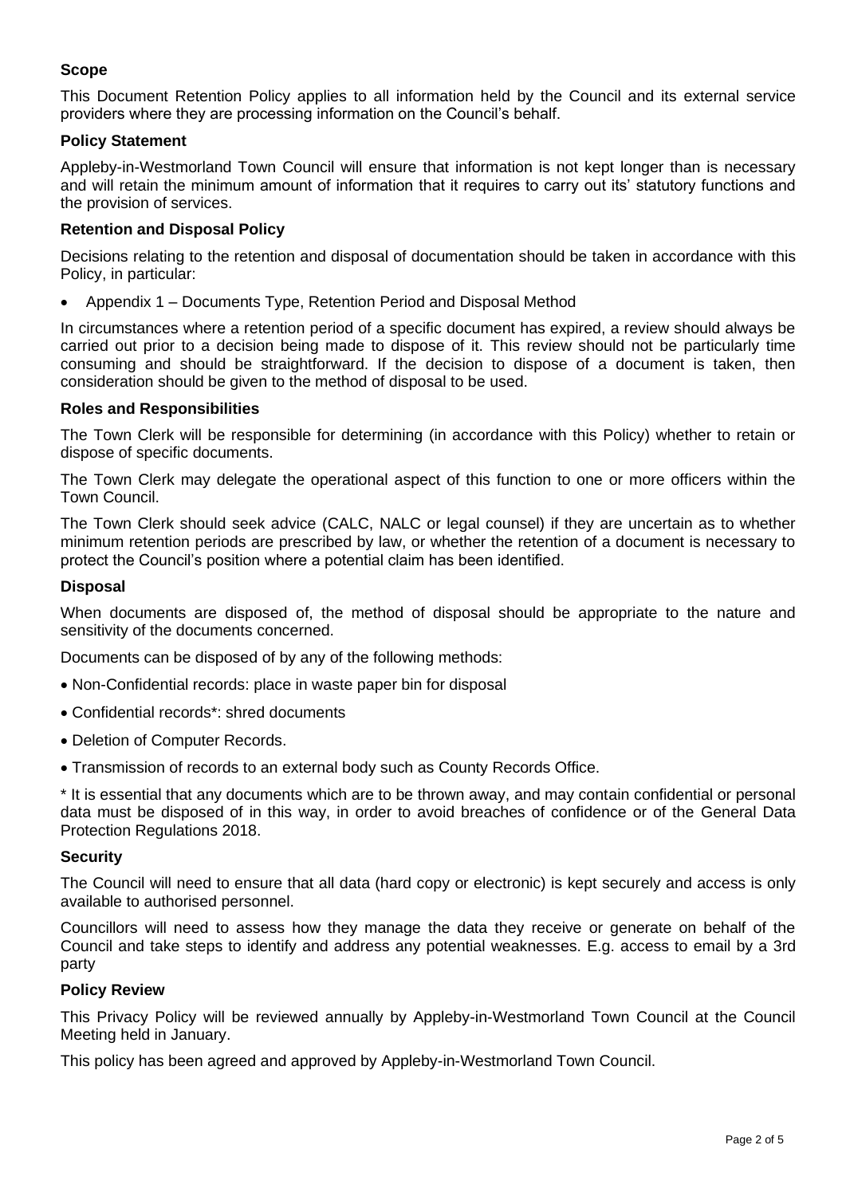## Scope

This Document Retention Policy applies to all information held by the Council and its external service providers where they are processing information on the Council's behalf.

## Policy Statement

Appleby-in-Westmorland Town Council will ensure that information is not kept longer than is necessary and will retain the minimum amount of information that it requires to carry out its' statutory functions and the provision of services.

## Retention and Disposal Policy

Decisions relating to the retention and disposal of documentation should be taken in accordance with this Policy, in particular:

- Appendix 1 – Documents Type, Retention Period and Disposal Method

In circumstances where a retention period of a specific document has expired, a review should always be carried out prior to a decision being made to dispose of it. This review should not be particularly time consuming and should be straightforward. If the decision to dispose of a document is taken, then consideration should be given to the method of disposal to be used.

## Roles and Responsibilities

The Town Clerk will be responsible for determining (in accordance with this Policy) whether to retain or dispose of specific documents.

The Town Clerk may delegate the operational aspect of this function to one or more officers within the Town Council.

The Town Clerk should seek advice (CALC, NALC or legal counsel) if they are uncertain as to whether minimum retention periods are prescribed by law, or whether the retention of a document is necessary to protect the Council's position where a potential claim has been identified.

## Disposal

When documents are disposed of, the method of disposal should be appropriate to the nature and sensitivity of the documents concerned.

Documents can be disposed of by any of the following methods:

- Non-Confidential records: place in waste paper bin for disposal
- Confidential records*: shred documents
- Deletion of Computer Records.
- Transmission of records to an external body such as County Records Office.

* It is essential that any documents which are to be thrown away, and may contain confidential or personal data must be disposed of in this way, in order to avoid breaches of confidence or of the General Data Protection Regulations 2018.

## Security

The Council will need to ensure that all data (hard copy or electronic) is kept securely and access is only available to authorised personnel.

Councillors will need to assess how they manage the data they receive or generate on behalf of the Council and take steps to identify and address any potential weaknesses. E.g. access to email by a 3rd party

## Policy Review

This Privacy Policy will be reviewed annually by Appleby-in-Westmorland Town Council at the Council Meeting held in January.

This policy has been agreed and approved by Appleby-in-Westmorland Town Council.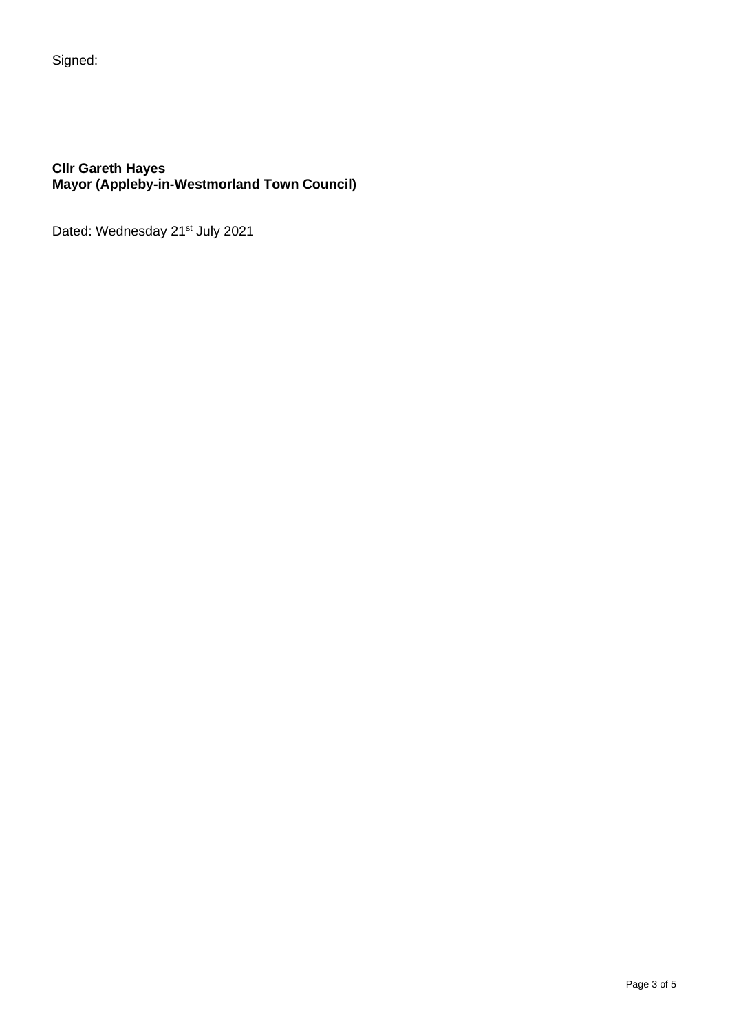Signed:

**Cllr Gareth Hayes**
**Mayor (Appleby-in-Westmorland Town Council)**

Dated: Wednesday 21st July 2021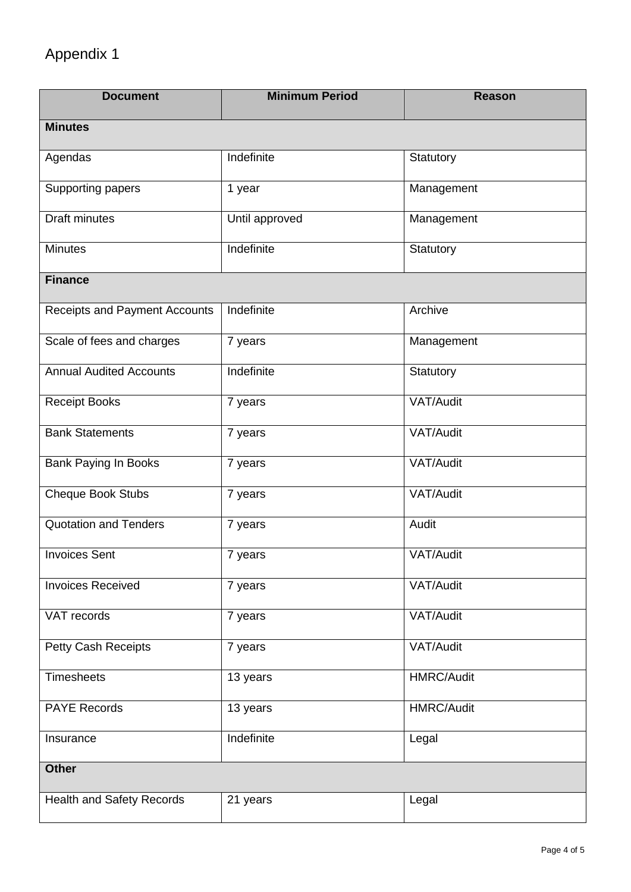# Appendix 1

| Document | Minimum Period | Reason |
|---|---|---|
| **Minutes** | | |
| Agendas | Indefinite | Statutory |
| Supporting papers | 1 year | Management |
| Draft minutes | Until approved | Management |
| Minutes | Indefinite | Statutory |
| **Finance** | | |
| Receipts and Payment Accounts | Indefinite | Archive |
| Scale of fees and charges | 7 years | Management |
| Annual Audited Accounts | Indefinite | Statutory |
| Receipt Books | 7 years | VAT/Audit |
| Bank Statements | 7 years | VAT/Audit |
| Bank Paying In Books | 7 years | VAT/Audit |
| Cheque Book Stubs | 7 years | VAT/Audit |
| Quotation and Tenders | 7 years | Audit |
| Invoices Sent | 7 years | VAT/Audit |
| Invoices Received | 7 years | VAT/Audit |
| VAT records | 7 years | VAT/Audit |
| Petty Cash Receipts | 7 years | VAT/Audit |
| Timesheets | 13 years | HMRC/Audit |
| PAYE Records | 13 years | HMRC/Audit |
| Insurance | Indefinite | Legal |
| **Other** | | |
| Health and Safety Records | 21 years | Legal |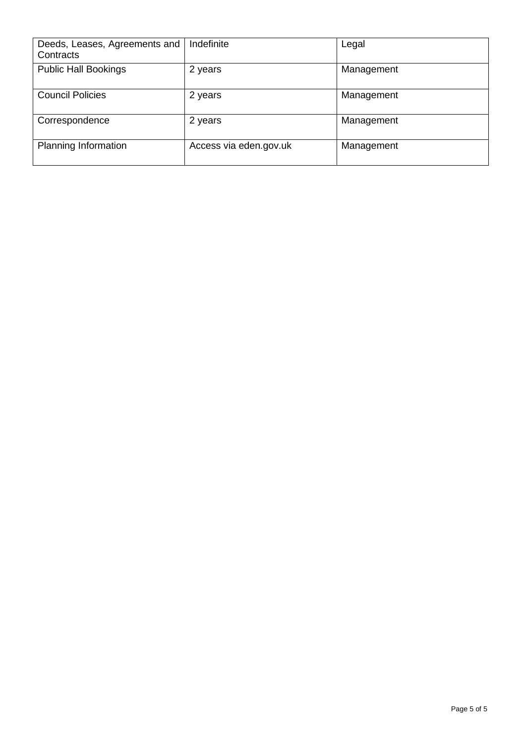| | | |
|---|---|---|
| Deeds, Leases, Agreements and Contracts | Indefinite | Legal |
| Public Hall Bookings | 2 years | Management |
| Council Policies | 2 years | Management |
| Correspondence | 2 years | Management |
| Planning Information | Access via eden.gov.uk | Management |